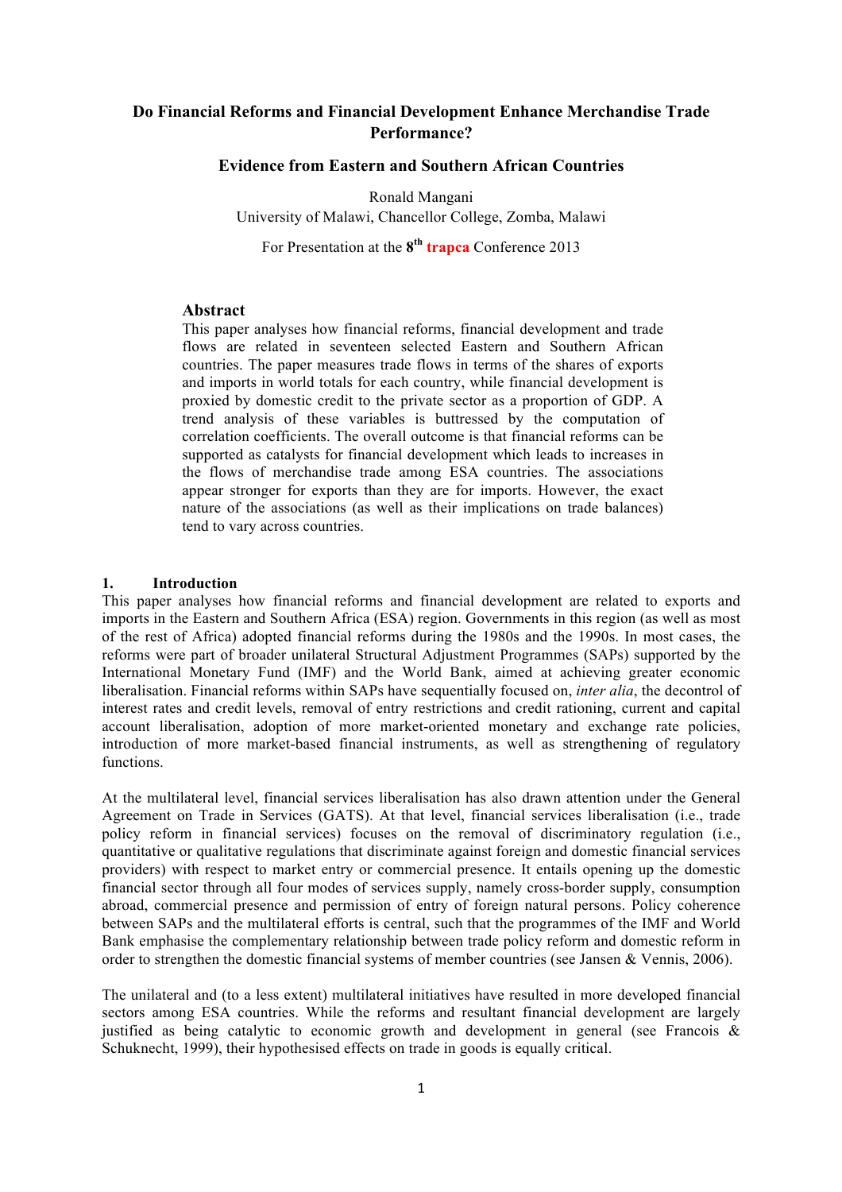# Do Financial Reforms and Financial Development Enhance Merchandise Trade Performance?

## Evidence from Eastern and Southern African Countries

Ronald Mangani
University of Malawi, Chancellor College, Zomba, Malawi

For Presentation at the 8th **trapca** Conference 2013

### Abstract

This paper analyses how financial reforms, financial development and trade flows are related in seventeen selected Eastern and Southern African countries. The paper measures trade flows in terms of the shares of exports and imports in world totals for each country, while financial development is proxied by domestic credit to the private sector as a proportion of GDP. A trend analysis of these variables is buttressed by the computation of correlation coefficients. The overall outcome is that financial reforms can be supported as catalysts for financial development which leads to increases in the flows of merchandise trade among ESA countries. The associations appear stronger for exports than they are for imports. However, the exact nature of the associations (as well as their implications on trade balances) tend to vary across countries.

## 1. Introduction

This paper analyses how financial reforms and financial development are related to exports and imports in the Eastern and Southern Africa (ESA) region. Governments in this region (as well as most of the rest of Africa) adopted financial reforms during the 1980s and the 1990s. In most cases, the reforms were part of broader unilateral Structural Adjustment Programmes (SAPs) supported by the International Monetary Fund (IMF) and the World Bank, aimed at achieving greater economic liberalisation. Financial reforms within SAPs have sequentially focused on, *inter alia*, the decontrol of interest rates and credit levels, removal of entry restrictions and credit rationing, current and capital account liberalisation, adoption of more market-oriented monetary and exchange rate policies, introduction of more market-based financial instruments, as well as strengthening of regulatory functions.

At the multilateral level, financial services liberalisation has also drawn attention under the General Agreement on Trade in Services (GATS). At that level, financial services liberalisation (i.e., trade policy reform in financial services) focuses on the removal of discriminatory regulation (i.e., quantitative or qualitative regulations that discriminate against foreign and domestic financial services providers) with respect to market entry or commercial presence. It entails opening up the domestic financial sector through all four modes of services supply, namely cross-border supply, consumption abroad, commercial presence and permission of entry of foreign natural persons. Policy coherence between SAPs and the multilateral efforts is central, such that the programmes of the IMF and World Bank emphasise the complementary relationship between trade policy reform and domestic reform in order to strengthen the domestic financial systems of member countries (see Jansen & Vennis, 2006).

The unilateral and (to a less extent) multilateral initiatives have resulted in more developed financial sectors among ESA countries. While the reforms and resultant financial development are largely justified as being catalytic to economic growth and development in general (see Francois & Schuknecht, 1999), their hypothesised effects on trade in goods is equally critical.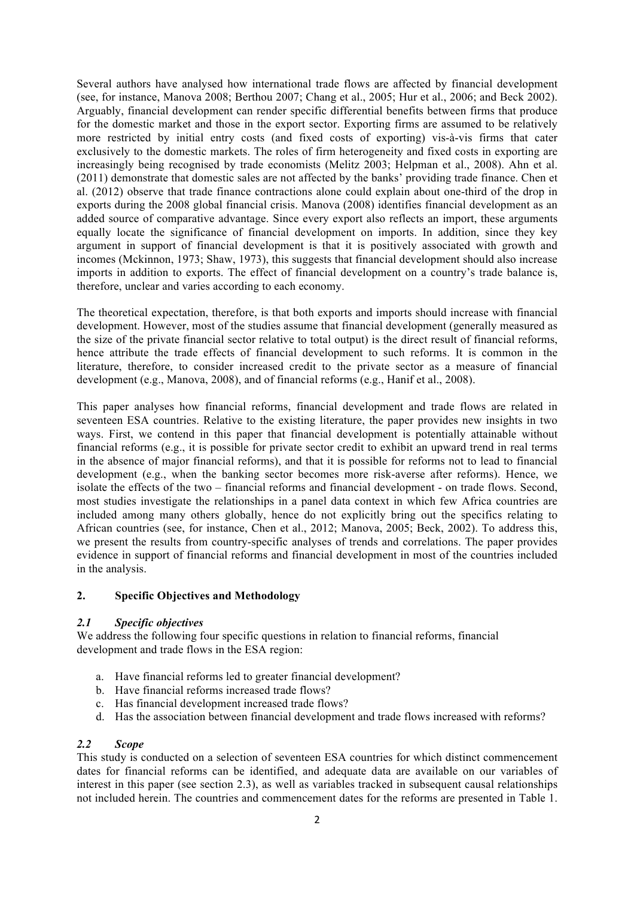Several authors have analysed how international trade flows are affected by financial development (see, for instance, Manova 2008; Berthou 2007; Chang et al., 2005; Hur et al., 2006; and Beck 2002). Arguably, financial development can render specific differential benefits between firms that produce for the domestic market and those in the export sector. Exporting firms are assumed to be relatively more restricted by initial entry costs (and fixed costs of exporting) vis-à-vis firms that cater exclusively to the domestic markets. The roles of firm heterogeneity and fixed costs in exporting are increasingly being recognised by trade economists (Melitz 2003; Helpman et al., 2008). Ahn et al. (2011) demonstrate that domestic sales are not affected by the banks' providing trade finance. Chen et al. (2012) observe that trade finance contractions alone could explain about one-third of the drop in exports during the 2008 global financial crisis. Manova (2008) identifies financial development as an added source of comparative advantage. Since every export also reflects an import, these arguments equally locate the significance of financial development on imports. In addition, since they key argument in support of financial development is that it is positively associated with growth and incomes (Mckinnon, 1973; Shaw, 1973), this suggests that financial development should also increase imports in addition to exports. The effect of financial development on a country's trade balance is, therefore, unclear and varies according to each economy.

The theoretical expectation, therefore, is that both exports and imports should increase with financial development. However, most of the studies assume that financial development (generally measured as the size of the private financial sector relative to total output) is the direct result of financial reforms, hence attribute the trade effects of financial development to such reforms. It is common in the literature, therefore, to consider increased credit to the private sector as a measure of financial development (e.g., Manova, 2008), and of financial reforms (e.g., Hanif et al., 2008).

This paper analyses how financial reforms, financial development and trade flows are related in seventeen ESA countries. Relative to the existing literature, the paper provides new insights in two ways. First, we contend in this paper that financial development is potentially attainable without financial reforms (e.g., it is possible for private sector credit to exhibit an upward trend in real terms in the absence of major financial reforms), and that it is possible for reforms not to lead to financial development (e.g., when the banking sector becomes more risk-averse after reforms). Hence, we isolate the effects of the two – financial reforms and financial development - on trade flows. Second, most studies investigate the relationships in a panel data context in which few Africa countries are included among many others globally, hence do not explicitly bring out the specifics relating to African countries (see, for instance, Chen et al., 2012; Manova, 2005; Beck, 2002). To address this, we present the results from country-specific analyses of trends and correlations. The paper provides evidence in support of financial reforms and financial development in most of the countries included in the analysis.

## 2. Specific Objectives and Methodology

### *2.1 Specific objectives*

We address the following four specific questions in relation to financial reforms, financial development and trade flows in the ESA region:

a. Have financial reforms led to greater financial development?
b. Have financial reforms increased trade flows?
c. Has financial development increased trade flows?
d. Has the association between financial development and trade flows increased with reforms?

### *2.2 Scope*

This study is conducted on a selection of seventeen ESA countries for which distinct commencement dates for financial reforms can be identified, and adequate data are available on our variables of interest in this paper (see section 2.3), as well as variables tracked in subsequent causal relationships not included herein. The countries and commencement dates for the reforms are presented in Table 1.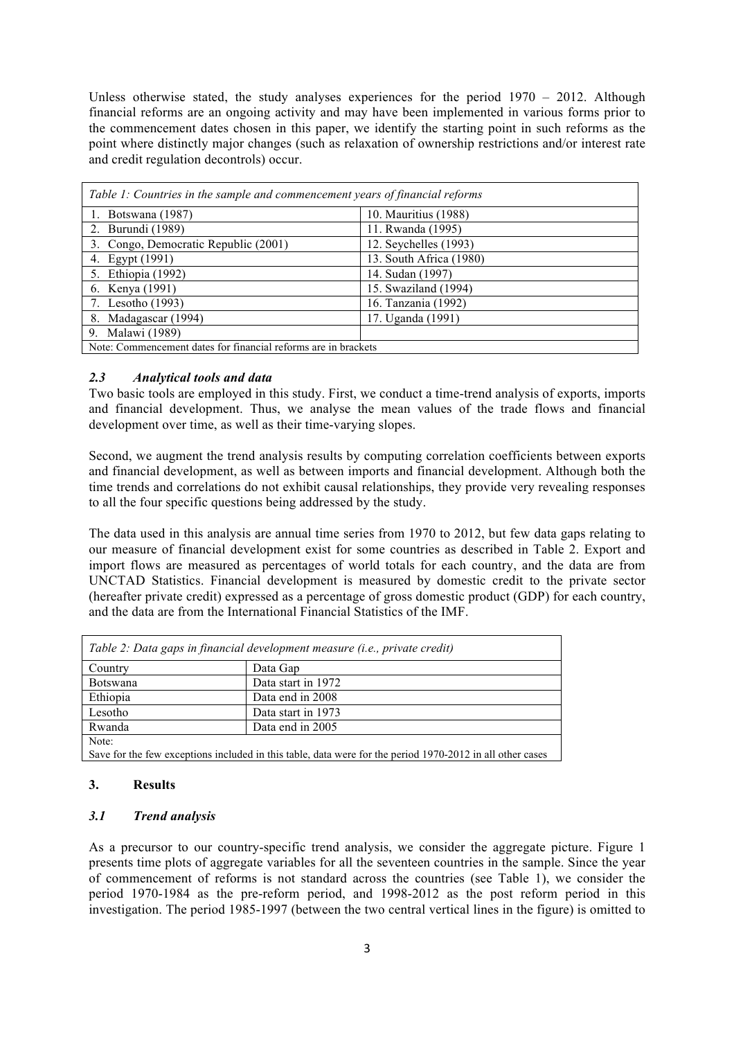Unless otherwise stated, the study analyses experiences for the period 1970 – 2012. Although financial reforms are an ongoing activity and may have been implemented in various forms prior to the commencement dates chosen in this paper, we identify the starting point in such reforms as the point where distinctly major changes (such as relaxation of ownership restrictions and/or interest rate and credit regulation decontrols) occur.

| *Table 1: Countries in the sample and commencement years of financial reforms* | |
|---|---|
| 1. Botswana (1987) | 10. Mauritius (1988) |
| 2. Burundi (1989) | 11. Rwanda (1995) |
| 3. Congo, Democratic Republic (2001) | 12. Seychelles (1993) |
| 4. Egypt (1991) | 13. South Africa (1980) |
| 5. Ethiopia (1992) | 14. Sudan (1997) |
| 6. Kenya (1991) | 15. Swaziland (1994) |
| 7. Lesotho (1993) | 16. Tanzania (1992) |
| 8. Madagascar (1994) | 17. Uganda (1991) |
| 9. Malawi (1989) | |
| Note: Commencement dates for financial reforms are in brackets | |

### *2.3 Analytical tools and data*

Two basic tools are employed in this study. First, we conduct a time-trend analysis of exports, imports and financial development. Thus, we analyse the mean values of the trade flows and financial development over time, as well as their time-varying slopes.

Second, we augment the trend analysis results by computing correlation coefficients between exports and financial development, as well as between imports and financial development. Although both the time trends and correlations do not exhibit causal relationships, they provide very revealing responses to all the four specific questions being addressed by the study.

The data used in this analysis are annual time series from 1970 to 2012, but few data gaps relating to our measure of financial development exist for some countries as described in Table 2. Export and import flows are measured as percentages of world totals for each country, and the data are from UNCTAD Statistics. Financial development is measured by domestic credit to the private sector (hereafter private credit) expressed as a percentage of gross domestic product (GDP) for each country, and the data are from the International Financial Statistics of the IMF.

| *Table 2: Data gaps in financial development measure (i.e., private credit)* | |
|---|---|
| Country | Data Gap |
| Botswana | Data start in 1972 |
| Ethiopia | Data end in 2008 |
| Lesotho | Data start in 1973 |
| Rwanda | Data end in 2005 |
| Note: Save for the few exceptions included in this table, data were for the period 1970-2012 in all other cases | |

## 3. Results

### *3.1 Trend analysis*

As a precursor to our country-specific trend analysis, we consider the aggregate picture. Figure 1 presents time plots of aggregate variables for all the seventeen countries in the sample. Since the year of commencement of reforms is not standard across the countries (see Table 1), we consider the period 1970-1984 as the pre-reform period, and 1998-2012 as the post reform period in this investigation. The period 1985-1997 (between the two central vertical lines in the figure) is omitted to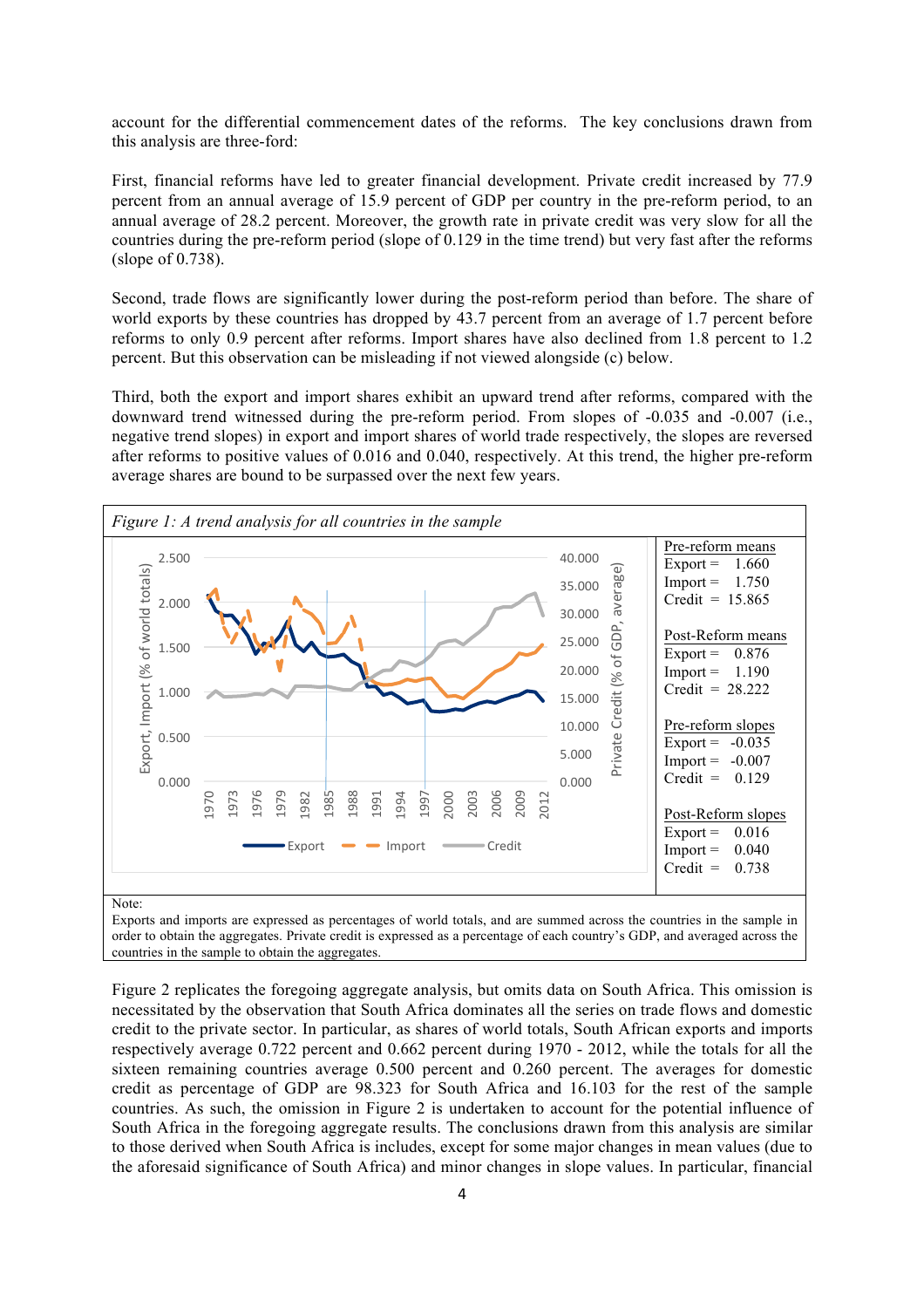account for the differential commencement dates of the reforms. The key conclusions drawn from this analysis are three-ford:

First, financial reforms have led to greater financial development. Private credit increased by 77.9 percent from an annual average of 15.9 percent of GDP per country in the pre-reform period, to an annual average of 28.2 percent. Moreover, the growth rate in private credit was very slow for all the countries during the pre-reform period (slope of 0.129 in the time trend) but very fast after the reforms (slope of 0.738).

Second, trade flows are significantly lower during the post-reform period than before. The share of world exports by these countries has dropped by 43.7 percent from an average of 1.7 percent before reforms to only 0.9 percent after reforms. Import shares have also declined from 1.8 percent to 1.2 percent. But this observation can be misleading if not viewed alongside (c) below.

Third, both the export and import shares exhibit an upward trend after reforms, compared with the downward trend witnessed during the pre-reform period. From slopes of -0.035 and -0.007 (i.e., negative trend slopes) in export and import shares of world trade respectively, the slopes are reversed after reforms to positive values of 0.016 and 0.040, respectively. At this trend, the higher pre-reform average shares are bound to be surpassed over the next few years.

*Figure 1: A trend analysis for all countries in the sample*

| Pre-reform means | |
|---|---|
| Export = | 1.660 |
| Import = | 1.750 |
| Credit = | 15.865 |
| **Post-Reform means** | |
| Export = | 0.876 |
| Import = | 1.190 |
| Credit = | 28.222 |
| **Pre-reform slopes** | |
| Export = | -0.035 |
| Import = | -0.007 |
| Credit = | 0.129 |
| **Post-Reform slopes** | |
| Export = | 0.016 |
| Import = | 0.040 |
| Credit = | 0.738 |

Note:
Exports and imports are expressed as percentages of world totals, and are summed across the countries in the sample in order to obtain the aggregates. Private credit is expressed as a percentage of each country's GDP, and averaged across the countries in the sample to obtain the aggregates.

Figure 2 replicates the foregoing aggregate analysis, but omits data on South Africa. This omission is necessitated by the observation that South Africa dominates all the series on trade flows and domestic credit to the private sector. In particular, as shares of world totals, South African exports and imports respectively average 0.722 percent and 0.662 percent during 1970 - 2012, while the totals for all the sixteen remaining countries average 0.500 percent and 0.260 percent. The averages for domestic credit as percentage of GDP are 98.323 for South Africa and 16.103 for the rest of the sample countries. As such, the omission in Figure 2 is undertaken to account for the potential influence of South Africa in the foregoing aggregate results. The conclusions drawn from this analysis are similar to those derived when South Africa is includes, except for some major changes in mean values (due to the aforesaid significance of South Africa) and minor changes in slope values. In particular, financial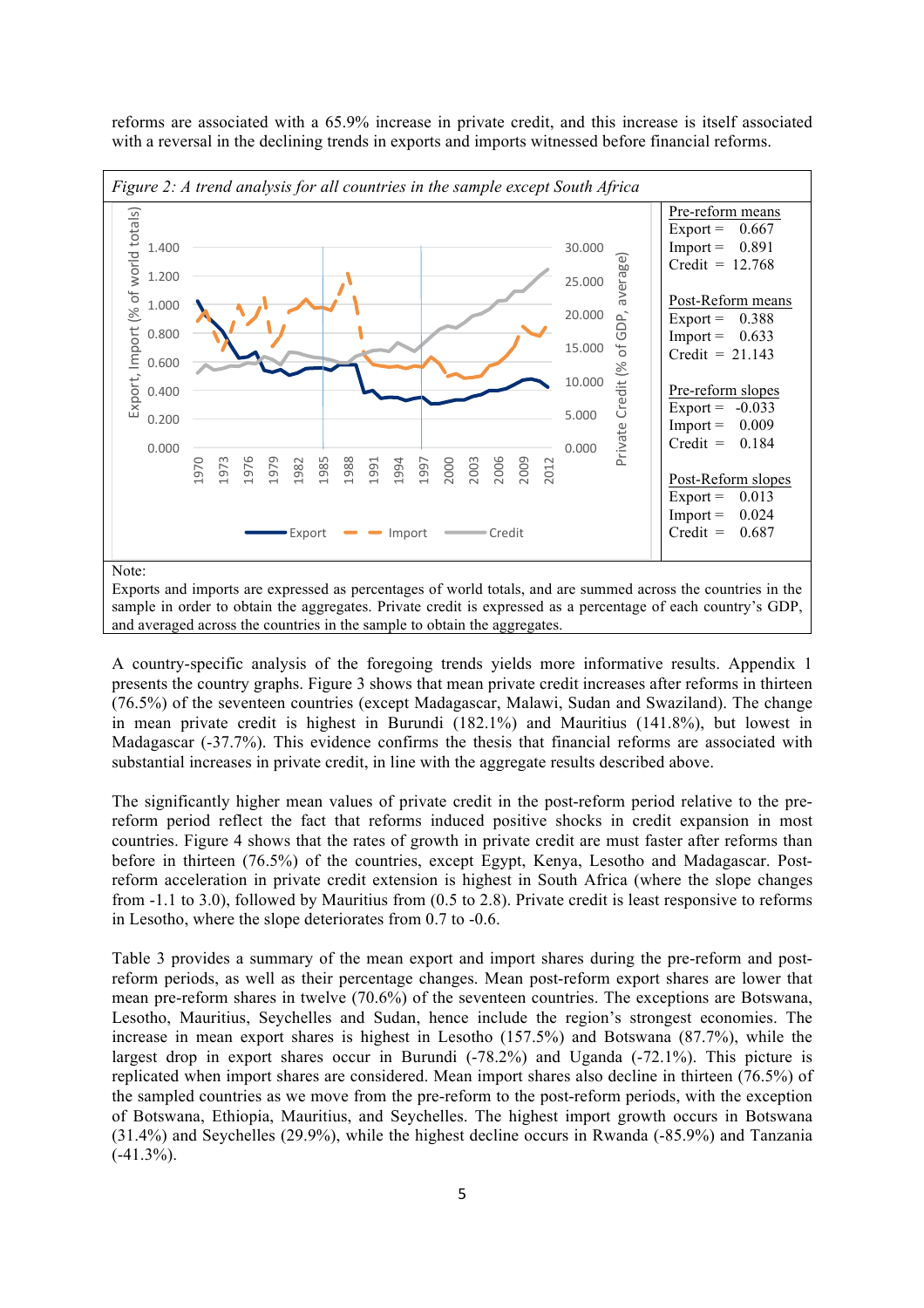reforms are associated with a 65.9% increase in private credit, and this increase is itself associated with a reversal in the declining trends in exports and imports witnessed before financial reforms.

*Figure 2: A trend analysis for all countries in the sample except South Africa*

Pre-reform means
Export = 0.667
Import = 0.891
Credit = 12.768

Post-Reform means
Export = 0.388
Import = 0.633
Credit = 21.143

Pre-reform slopes
Export = -0.033
Import = 0.009
Credit = 0.184

Post-Reform slopes
Export = 0.013
Import = 0.024
Credit = 0.687

Note:
Exports and imports are expressed as percentages of world totals, and are summed across the countries in the sample in order to obtain the aggregates. Private credit is expressed as a percentage of each country's GDP, and averaged across the countries in the sample to obtain the aggregates.

A country-specific analysis of the foregoing trends yields more informative results. Appendix 1 presents the country graphs. Figure 3 shows that mean private credit increases after reforms in thirteen (76.5%) of the seventeen countries (except Madagascar, Malawi, Sudan and Swaziland). The change in mean private credit is highest in Burundi (182.1%) and Mauritius (141.8%), but lowest in Madagascar (-37.7%). This evidence confirms the thesis that financial reforms are associated with substantial increases in private credit, in line with the aggregate results described above.

The significantly higher mean values of private credit in the post-reform period relative to the pre-reform period reflect the fact that reforms induced positive shocks in credit expansion in most countries. Figure 4 shows that the rates of growth in private credit are must faster after reforms than before in thirteen (76.5%) of the countries, except Egypt, Kenya, Lesotho and Madagascar. Post-reform acceleration in private credit extension is highest in South Africa (where the slope changes from -1.1 to 3.0), followed by Mauritius from (0.5 to 2.8). Private credit is least responsive to reforms in Lesotho, where the slope deteriorates from 0.7 to -0.6.

Table 3 provides a summary of the mean export and import shares during the pre-reform and post-reform periods, as well as their percentage changes. Mean post-reform export shares are lower that mean pre-reform shares in twelve (70.6%) of the seventeen countries. The exceptions are Botswana, Lesotho, Mauritius, Seychelles and Sudan, hence include the region's strongest economies. The increase in mean export shares is highest in Lesotho (157.5%) and Botswana (87.7%), while the largest drop in export shares occur in Burundi (-78.2%) and Uganda (-72.1%). This picture is replicated when import shares are considered. Mean import shares also decline in thirteen (76.5%) of the sampled countries as we move from the pre-reform to the post-reform periods, with the exception of Botswana, Ethiopia, Mauritius, and Seychelles. The highest import growth occurs in Botswana (31.4%) and Seychelles (29.9%), while the highest decline occurs in Rwanda (-85.9%) and Tanzania (-41.3%).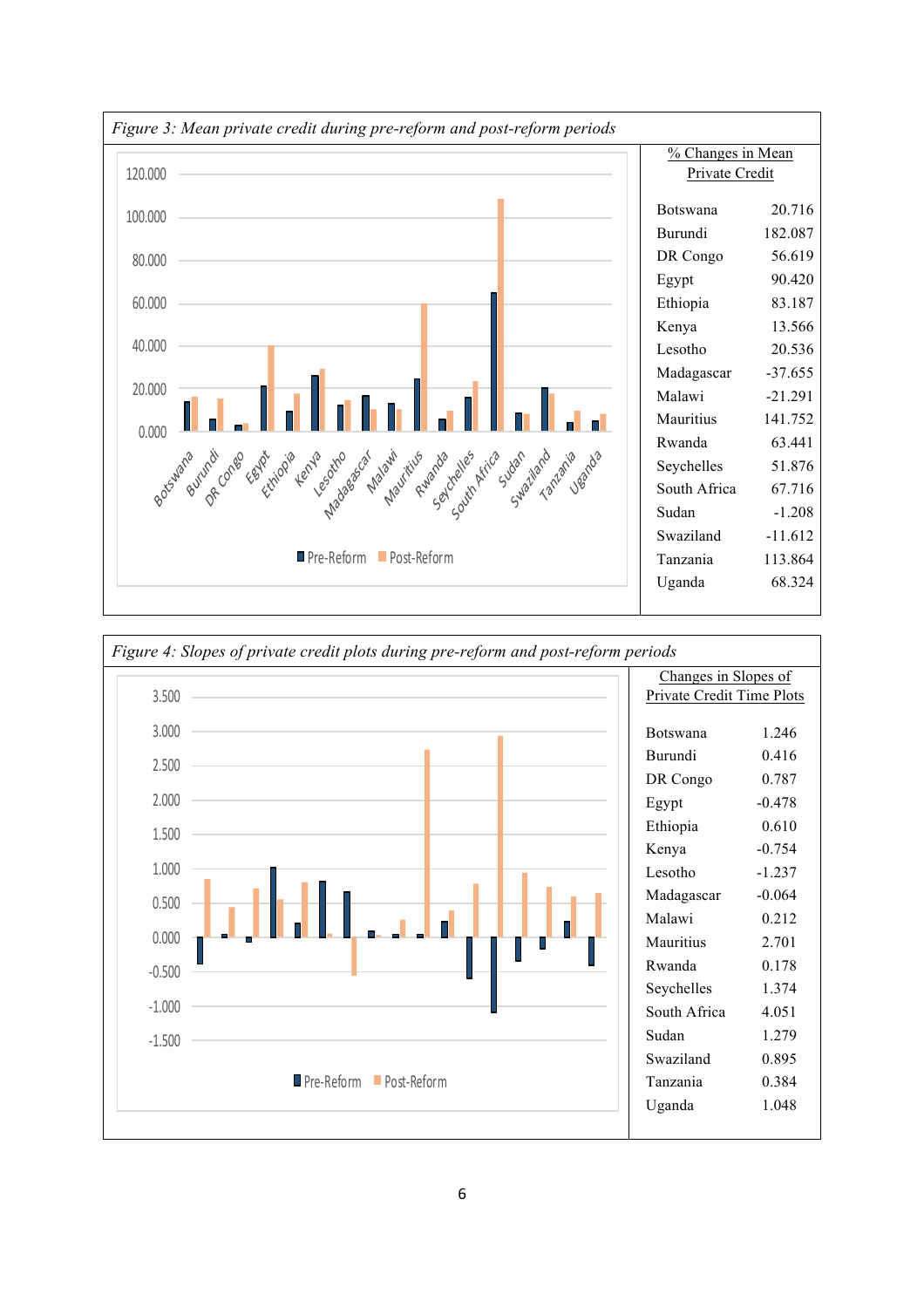*Figure 3: Mean private credit during pre-reform and post-reform periods*

| % Changes in Mean Private Credit | |
|---|---|
| Botswana | 20.716 |
| Burundi | 182.087 |
| DR Congo | 56.619 |
| Egypt | 90.420 |
| Ethiopia | 83.187 |
| Kenya | 13.566 |
| Lesotho | 20.536 |
| Madagascar | -37.655 |
| Malawi | -21.291 |
| Mauritius | 141.752 |
| Rwanda | 63.441 |
| Seychelles | 51.876 |
| South Africa | 67.716 |
| Sudan | -1.208 |
| Swaziland | -11.612 |
| Tanzania | 113.864 |
| Uganda | 68.324 |

*Figure 4: Slopes of private credit plots during pre-reform and post-reform periods*

| Changes in Slopes of Private Credit Time Plots | |
|---|---|
| Botswana | 1.246 |
| Burundi | 0.416 |
| DR Congo | 0.787 |
| Egypt | -0.478 |
| Ethiopia | 0.610 |
| Kenya | -0.754 |
| Lesotho | -1.237 |
| Madagascar | -0.064 |
| Malawi | 0.212 |
| Mauritius | 2.701 |
| Rwanda | 0.178 |
| Seychelles | 1.374 |
| South Africa | 4.051 |
| Sudan | 1.279 |
| Swaziland | 0.895 |
| Tanzania | 0.384 |
| Uganda | 1.048 |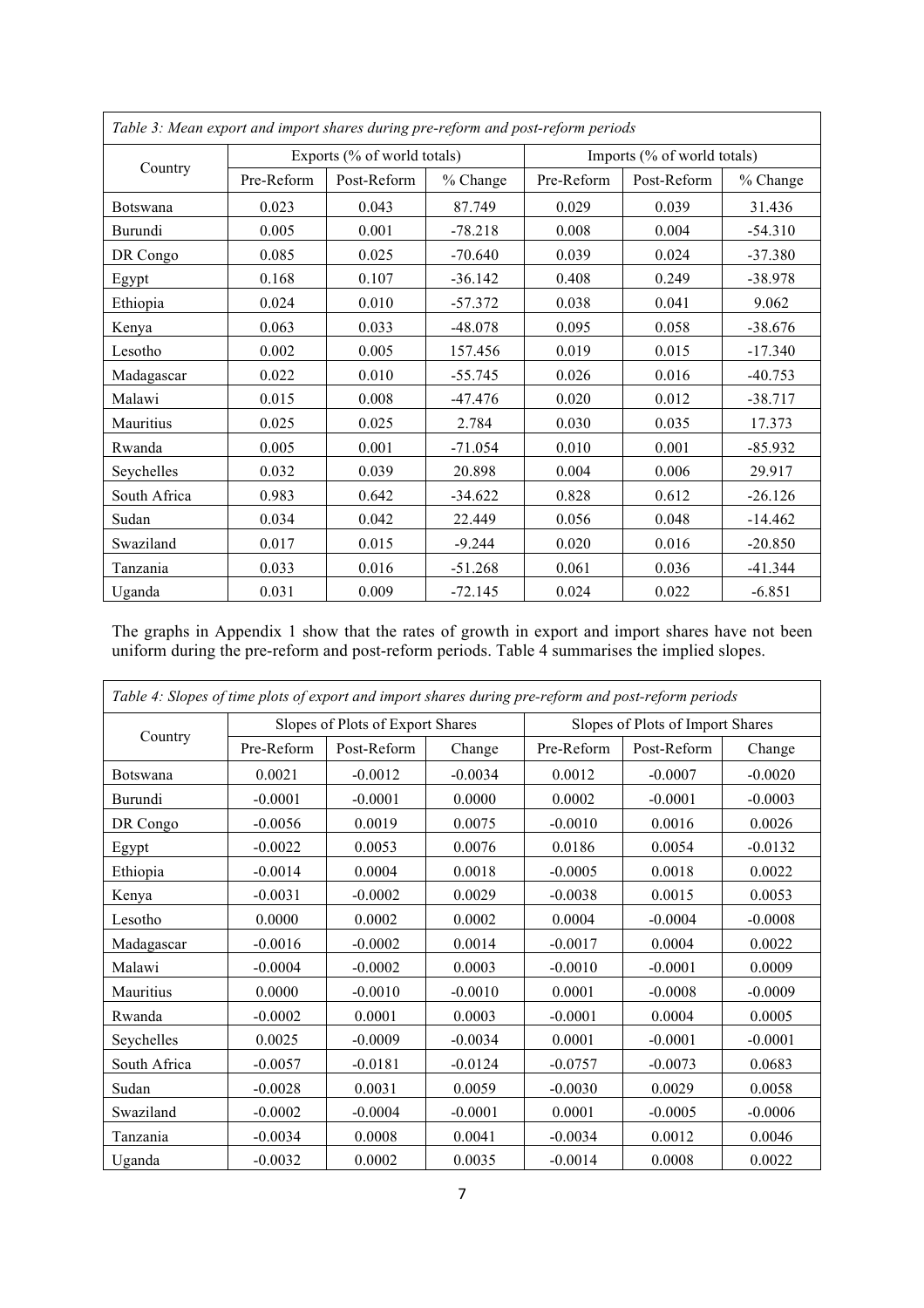| *Table 3: Mean export and import shares during pre-reform and post-reform periods* | | | | | | |
|---|---|---|---|---|---|---|
| Country | Exports (% of world totals) | | | Imports (% of world totals) | | |
| | Pre-Reform | Post-Reform | % Change | Pre-Reform | Post-Reform | % Change |
| Botswana | 0.023 | 0.043 | 87.749 | 0.029 | 0.039 | 31.436 |
| Burundi | 0.005 | 0.001 | -78.218 | 0.008 | 0.004 | -54.310 |
| DR Congo | 0.085 | 0.025 | -70.640 | 0.039 | 0.024 | -37.380 |
| Egypt | 0.168 | 0.107 | -36.142 | 0.408 | 0.249 | -38.978 |
| Ethiopia | 0.024 | 0.010 | -57.372 | 0.038 | 0.041 | 9.062 |
| Kenya | 0.063 | 0.033 | -48.078 | 0.095 | 0.058 | -38.676 |
| Lesotho | 0.002 | 0.005 | 157.456 | 0.019 | 0.015 | -17.340 |
| Madagascar | 0.022 | 0.010 | -55.745 | 0.026 | 0.016 | -40.753 |
| Malawi | 0.015 | 0.008 | -47.476 | 0.020 | 0.012 | -38.717 |
| Mauritius | 0.025 | 0.025 | 2.784 | 0.030 | 0.035 | 17.373 |
| Rwanda | 0.005 | 0.001 | -71.054 | 0.010 | 0.001 | -85.932 |
| Seychelles | 0.032 | 0.039 | 20.898 | 0.004 | 0.006 | 29.917 |
| South Africa | 0.983 | 0.642 | -34.622 | 0.828 | 0.612 | -26.126 |
| Sudan | 0.034 | 0.042 | 22.449 | 0.056 | 0.048 | -14.462 |
| Swaziland | 0.017 | 0.015 | -9.244 | 0.020 | 0.016 | -20.850 |
| Tanzania | 0.033 | 0.016 | -51.268 | 0.061 | 0.036 | -41.344 |
| Uganda | 0.031 | 0.009 | -72.145 | 0.024 | 0.022 | -6.851 |

The graphs in Appendix 1 show that the rates of growth in export and import shares have not been uniform during the pre-reform and post-reform periods. Table 4 summarises the implied slopes.

| *Table 4: Slopes of time plots of export and import shares during pre-reform and post-reform periods* | | | | | | |
|---|---|---|---|---|---|---|
| Country | Slopes of Plots of Export Shares | | | Slopes of Plots of Import Shares | | |
| | Pre-Reform | Post-Reform | Change | Pre-Reform | Post-Reform | Change |
| Botswana | 0.0021 | -0.0012 | -0.0034 | 0.0012 | -0.0007 | -0.0020 |
| Burundi | -0.0001 | -0.0001 | 0.0000 | 0.0002 | -0.0001 | -0.0003 |
| DR Congo | -0.0056 | 0.0019 | 0.0075 | -0.0010 | 0.0016 | 0.0026 |
| Egypt | -0.0022 | 0.0053 | 0.0076 | 0.0186 | 0.0054 | -0.0132 |
| Ethiopia | -0.0014 | 0.0004 | 0.0018 | -0.0005 | 0.0018 | 0.0022 |
| Kenya | -0.0031 | -0.0002 | 0.0029 | -0.0038 | 0.0015 | 0.0053 |
| Lesotho | 0.0000 | 0.0002 | 0.0002 | 0.0004 | -0.0004 | -0.0008 |
| Madagascar | -0.0016 | -0.0002 | 0.0014 | -0.0017 | 0.0004 | 0.0022 |
| Malawi | -0.0004 | -0.0002 | 0.0003 | -0.0010 | -0.0001 | 0.0009 |
| Mauritius | 0.0000 | -0.0010 | -0.0010 | 0.0001 | -0.0008 | -0.0009 |
| Rwanda | -0.0002 | 0.0001 | 0.0003 | -0.0001 | 0.0004 | 0.0005 |
| Seychelles | 0.0025 | -0.0009 | -0.0034 | 0.0001 | -0.0001 | -0.0001 |
| South Africa | -0.0057 | -0.0181 | -0.0124 | -0.0757 | -0.0073 | 0.0683 |
| Sudan | -0.0028 | 0.0031 | 0.0059 | -0.0030 | 0.0029 | 0.0058 |
| Swaziland | -0.0002 | -0.0004 | -0.0001 | 0.0001 | -0.0005 | -0.0006 |
| Tanzania | -0.0034 | 0.0008 | 0.0041 | -0.0034 | 0.0012 | 0.0046 |
| Uganda | -0.0032 | 0.0002 | 0.0035 | -0.0014 | 0.0008 | 0.0022 |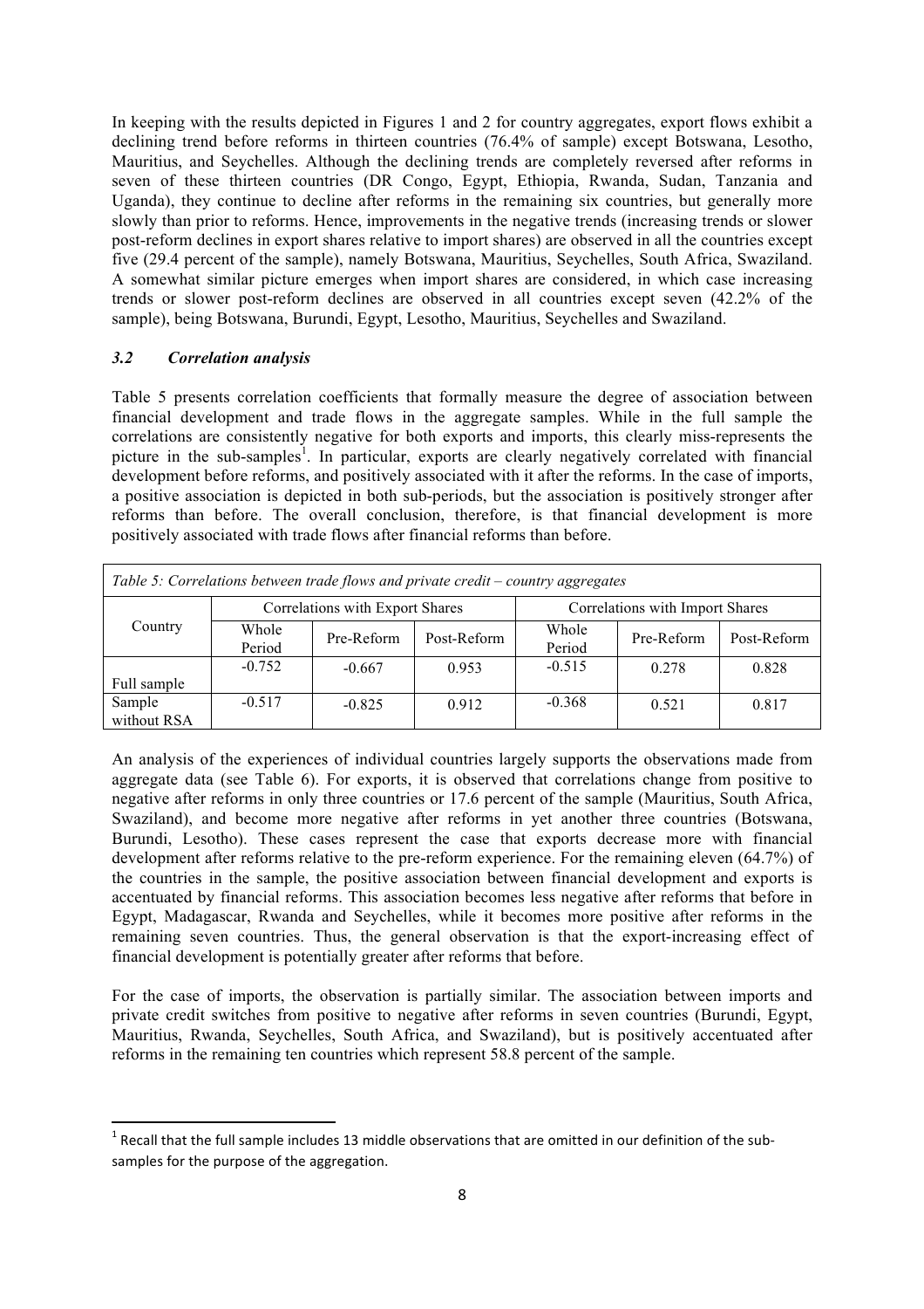In keeping with the results depicted in Figures 1 and 2 for country aggregates, export flows exhibit a declining trend before reforms in thirteen countries (76.4% of sample) except Botswana, Lesotho, Mauritius, and Seychelles. Although the declining trends are completely reversed after reforms in seven of these thirteen countries (DR Congo, Egypt, Ethiopia, Rwanda, Sudan, Tanzania and Uganda), they continue to decline after reforms in the remaining six countries, but generally more slowly than prior to reforms. Hence, improvements in the negative trends (increasing trends or slower post-reform declines in export shares relative to import shares) are observed in all the countries except five (29.4 percent of the sample), namely Botswana, Mauritius, Seychelles, South Africa, Swaziland. A somewhat similar picture emerges when import shares are considered, in which case increasing trends or slower post-reform declines are observed in all countries except seven (42.2% of the sample), being Botswana, Burundi, Egypt, Lesotho, Mauritius, Seychelles and Swaziland.

### *3.2 Correlation analysis*

Table 5 presents correlation coefficients that formally measure the degree of association between financial development and trade flows in the aggregate samples. While in the full sample the correlations are consistently negative for both exports and imports, this clearly miss-represents the picture in the sub-samples[1]. In particular, exports are clearly negatively correlated with financial development before reforms, and positively associated with it after the reforms. In the case of imports, a positive association is depicted in both sub-periods, but the association is positively stronger after reforms than before. The overall conclusion, therefore, is that financial development is more positively associated with trade flows after financial reforms than before.

*Table 5: Correlations between trade flows and private credit – country aggregates*

| Country | Correlations with Export Shares | | | Correlations with Import Shares | | |
|---|---|---|---|---|---|---|
| | Whole Period | Pre-Reform | Post-Reform | Whole Period | Pre-Reform | Post-Reform |
| Full sample | -0.752 | -0.667 | 0.953 | -0.515 | 0.278 | 0.828 |
| Sample without RSA | -0.517 | -0.825 | 0.912 | -0.368 | 0.521 | 0.817 |

An analysis of the experiences of individual countries largely supports the observations made from aggregate data (see Table 6). For exports, it is observed that correlations change from positive to negative after reforms in only three countries or 17.6 percent of the sample (Mauritius, South Africa, Swaziland), and become more negative after reforms in yet another three countries (Botswana, Burundi, Lesotho). These cases represent the case that exports decrease more with financial development after reforms relative to the pre-reform experience. For the remaining eleven (64.7%) of the countries in the sample, the positive association between financial development and exports is accentuated by financial reforms. This association becomes less negative after reforms that before in Egypt, Madagascar, Rwanda and Seychelles, while it becomes more positive after reforms in the remaining seven countries. Thus, the general observation is that the export-increasing effect of financial development is potentially greater after reforms that before.

For the case of imports, the observation is partially similar. The association between imports and private credit switches from positive to negative after reforms in seven countries (Burundi, Egypt, Mauritius, Rwanda, Seychelles, South Africa, and Swaziland), but is positively accentuated after reforms in the remaining ten countries which represent 58.8 percent of the sample.

[1] Recall that the full sample includes 13 middle observations that are omitted in our definition of the sub-samples for the purpose of the aggregation.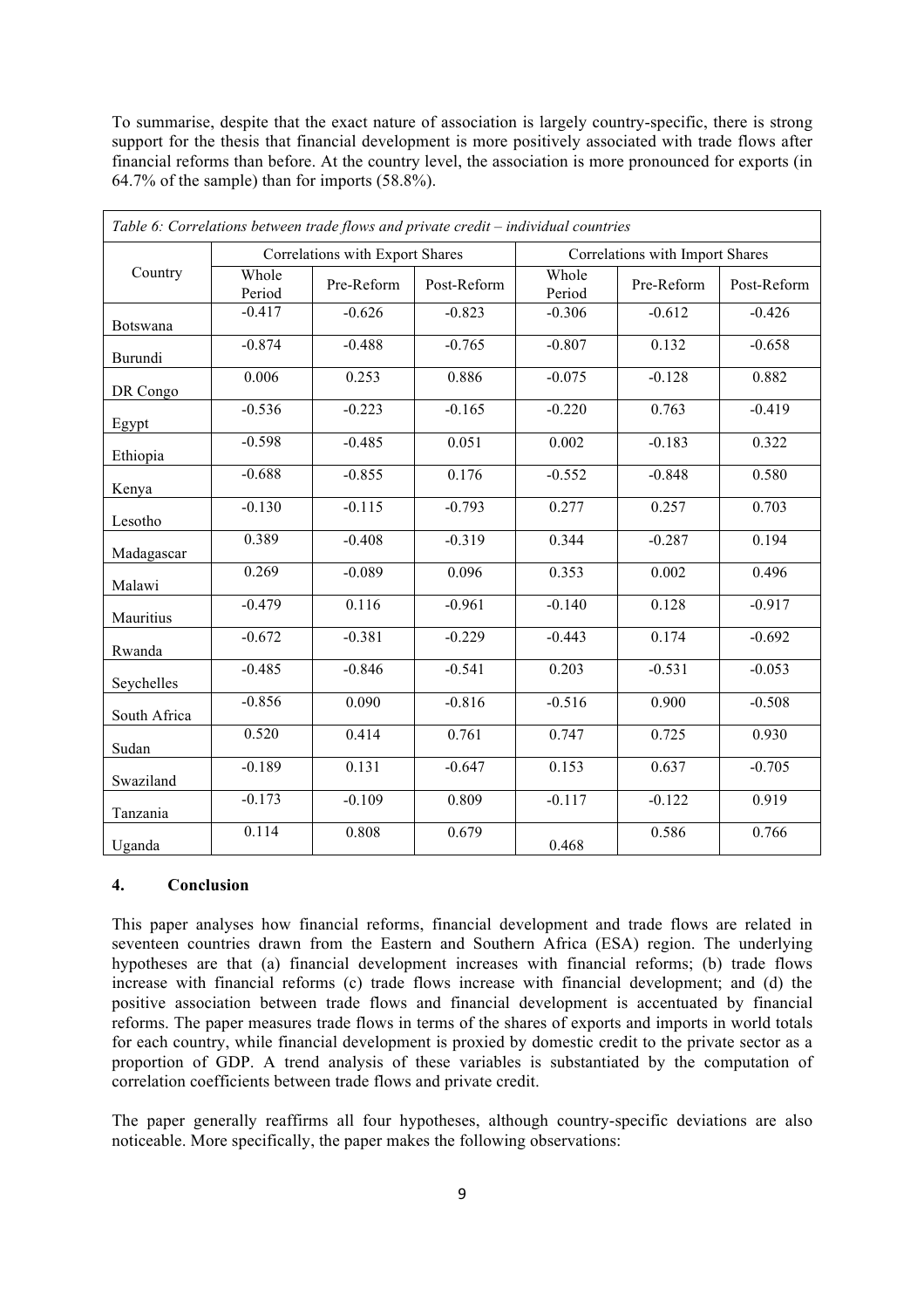To summarise, despite that the exact nature of association is largely country-specific, there is strong support for the thesis that financial development is more positively associated with trade flows after financial reforms than before. At the country level, the association is more pronounced for exports (in 64.7% of the sample) than for imports (58.8%).

*Table 6: Correlations between trade flows and private credit – individual countries*

| Country | Correlations with Export Shares | | | Correlations with Import Shares | | |
|---|---|---|---|---|---|---|
| | Whole Period | Pre-Reform | Post-Reform | Whole Period | Pre-Reform | Post-Reform |
| Botswana | -0.417 | -0.626 | -0.823 | -0.306 | -0.612 | -0.426 |
| Burundi | -0.874 | -0.488 | -0.765 | -0.807 | 0.132 | -0.658 |
| DR Congo | 0.006 | 0.253 | 0.886 | -0.075 | -0.128 | 0.882 |
| Egypt | -0.536 | -0.223 | -0.165 | -0.220 | 0.763 | -0.419 |
| Ethiopia | -0.598 | -0.485 | 0.051 | 0.002 | -0.183 | 0.322 |
| Kenya | -0.688 | -0.855 | 0.176 | -0.552 | -0.848 | 0.580 |
| Lesotho | -0.130 | -0.115 | -0.793 | 0.277 | 0.257 | 0.703 |
| Madagascar | 0.389 | -0.408 | -0.319 | 0.344 | -0.287 | 0.194 |
| Malawi | 0.269 | -0.089 | 0.096 | 0.353 | 0.002 | 0.496 |
| Mauritius | -0.479 | 0.116 | -0.961 | -0.140 | 0.128 | -0.917 |
| Rwanda | -0.672 | -0.381 | -0.229 | -0.443 | 0.174 | -0.692 |
| Seychelles | -0.485 | -0.846 | -0.541 | 0.203 | -0.531 | -0.053 |
| South Africa | -0.856 | 0.090 | -0.816 | -0.516 | 0.900 | -0.508 |
| Sudan | 0.520 | 0.414 | 0.761 | 0.747 | 0.725 | 0.930 |
| Swaziland | -0.189 | 0.131 | -0.647 | 0.153 | 0.637 | -0.705 |
| Tanzania | -0.173 | -0.109 | 0.809 | -0.117 | -0.122 | 0.919 |
| Uganda | 0.114 | 0.808 | 0.679 | 0.468 | 0.586 | 0.766 |

## 4. Conclusion

This paper analyses how financial reforms, financial development and trade flows are related in seventeen countries drawn from the Eastern and Southern Africa (ESA) region. The underlying hypotheses are that (a) financial development increases with financial reforms; (b) trade flows increase with financial reforms (c) trade flows increase with financial development; and (d) the positive association between trade flows and financial development is accentuated by financial reforms. The paper measures trade flows in terms of the shares of exports and imports in world totals for each country, while financial development is proxied by domestic credit to the private sector as a proportion of GDP. A trend analysis of these variables is substantiated by the computation of correlation coefficients between trade flows and private credit.

The paper generally reaffirms all four hypotheses, although country-specific deviations are also noticeable. More specifically, the paper makes the following observations: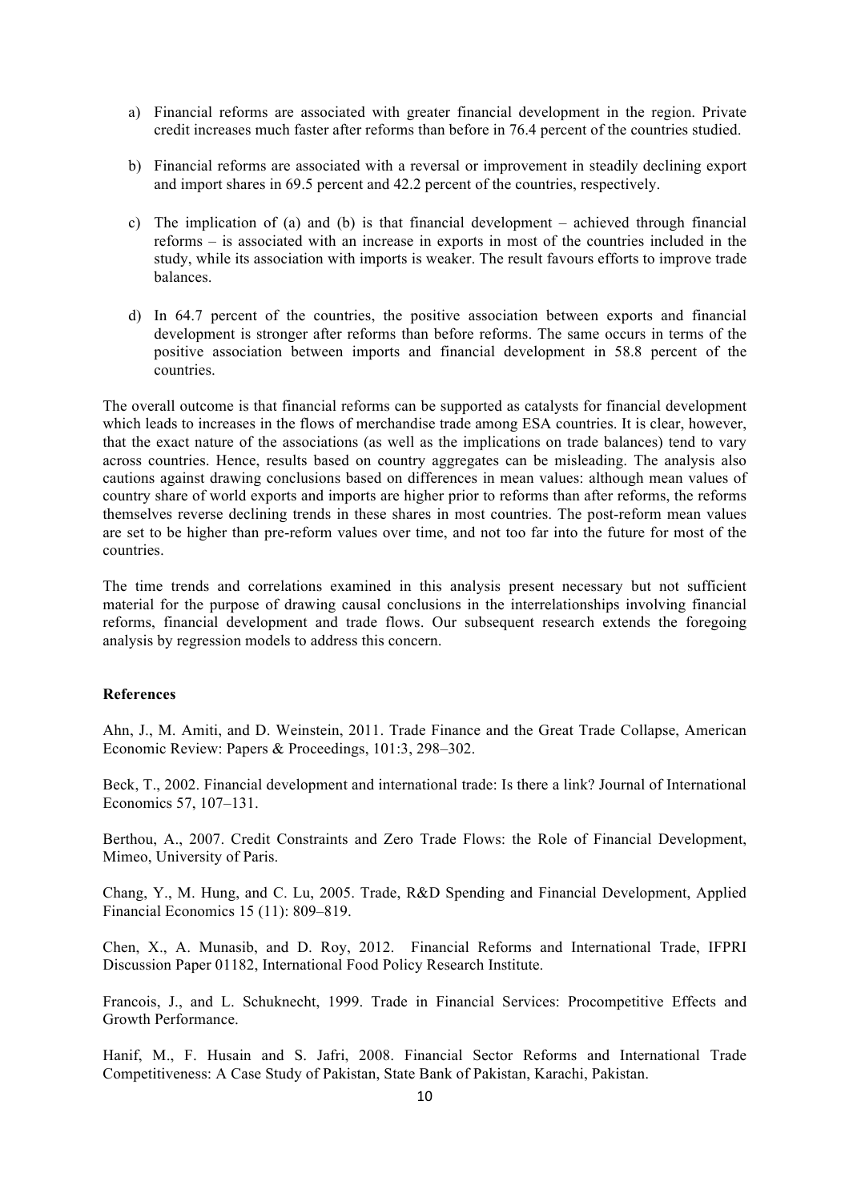a) Financial reforms are associated with greater financial development in the region. Private credit increases much faster after reforms than before in 76.4 percent of the countries studied.

b) Financial reforms are associated with a reversal or improvement in steadily declining export and import shares in 69.5 percent and 42.2 percent of the countries, respectively.

c) The implication of (a) and (b) is that financial development – achieved through financial reforms – is associated with an increase in exports in most of the countries included in the study, while its association with imports is weaker. The result favours efforts to improve trade balances.

d) In 64.7 percent of the countries, the positive association between exports and financial development is stronger after reforms than before reforms. The same occurs in terms of the positive association between imports and financial development in 58.8 percent of the countries.

The overall outcome is that financial reforms can be supported as catalysts for financial development which leads to increases in the flows of merchandise trade among ESA countries. It is clear, however, that the exact nature of the associations (as well as the implications on trade balances) tend to vary across countries. Hence, results based on country aggregates can be misleading. The analysis also cautions against drawing conclusions based on differences in mean values: although mean values of country share of world exports and imports are higher prior to reforms than after reforms, the reforms themselves reverse declining trends in these shares in most countries. The post-reform mean values are set to be higher than pre-reform values over time, and not too far into the future for most of the countries.

The time trends and correlations examined in this analysis present necessary but not sufficient material for the purpose of drawing causal conclusions in the interrelationships involving financial reforms, financial development and trade flows. Our subsequent research extends the foregoing analysis by regression models to address this concern.

**References**

Ahn, J., M. Amiti, and D. Weinstein, 2011. Trade Finance and the Great Trade Collapse, American Economic Review: Papers & Proceedings, 101:3, 298–302.

Beck, T., 2002. Financial development and international trade: Is there a link? Journal of International Economics 57, 107–131.

Berthou, A., 2007. Credit Constraints and Zero Trade Flows: the Role of Financial Development, Mimeo, University of Paris.

Chang, Y., M. Hung, and C. Lu, 2005. Trade, R&D Spending and Financial Development, Applied Financial Economics 15 (11): 809–819.

Chen, X., A. Munasib, and D. Roy, 2012. Financial Reforms and International Trade, IFPRI Discussion Paper 01182, International Food Policy Research Institute.

Francois, J., and L. Schuknecht, 1999. Trade in Financial Services: Procompetitive Effects and Growth Performance.

Hanif, M., F. Husain and S. Jafri, 2008. Financial Sector Reforms and International Trade Competitiveness: A Case Study of Pakistan, State Bank of Pakistan, Karachi, Pakistan.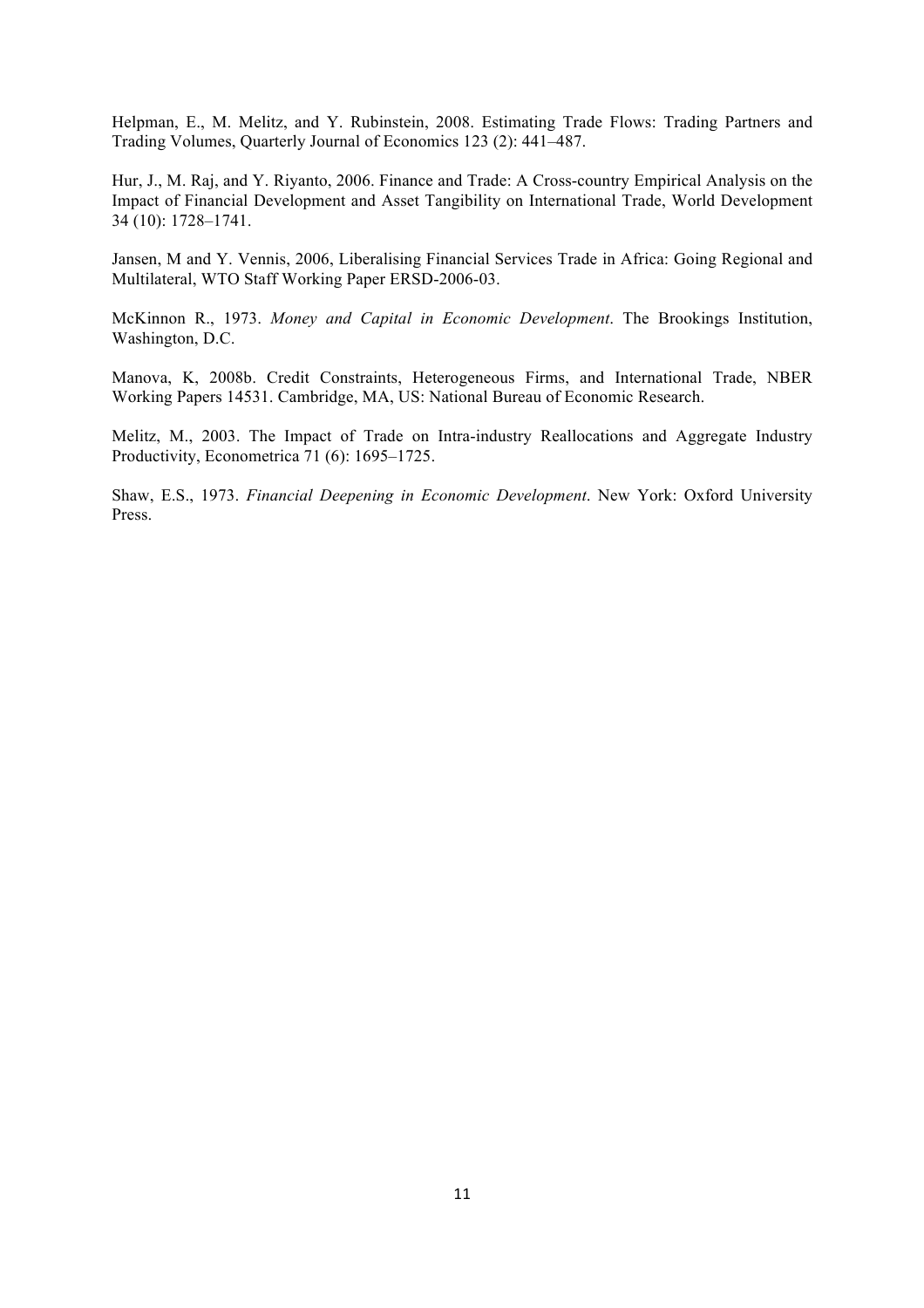Helpman, E., M. Melitz, and Y. Rubinstein, 2008. Estimating Trade Flows: Trading Partners and Trading Volumes, Quarterly Journal of Economics 123 (2): 441–487.

Hur, J., M. Raj, and Y. Riyanto, 2006. Finance and Trade: A Cross-country Empirical Analysis on the Impact of Financial Development and Asset Tangibility on International Trade, World Development 34 (10): 1728–1741.

Jansen, M and Y. Vennis, 2006, Liberalising Financial Services Trade in Africa: Going Regional and Multilateral, WTO Staff Working Paper ERSD-2006-03.

McKinnon R., 1973. *Money and Capital in Economic Development*. The Brookings Institution, Washington, D.C.

Manova, K, 2008b. Credit Constraints, Heterogeneous Firms, and International Trade, NBER Working Papers 14531. Cambridge, MA, US: National Bureau of Economic Research.

Melitz, M., 2003. The Impact of Trade on Intra-industry Reallocations and Aggregate Industry Productivity, Econometrica 71 (6): 1695–1725.

Shaw, E.S., 1973. *Financial Deepening in Economic Development*. New York: Oxford University Press.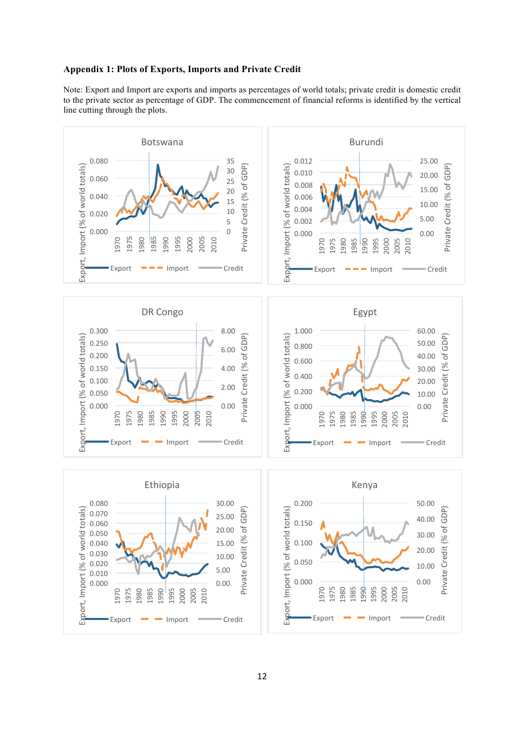**Appendix 1: Plots of Exports, Imports and Private Credit**

Note: Export and Import are exports and imports as percentages of world totals; private credit is domestic credit to the private sector as percentage of GDP. The commencement of financial reforms is identified by the vertical line cutting through the plots.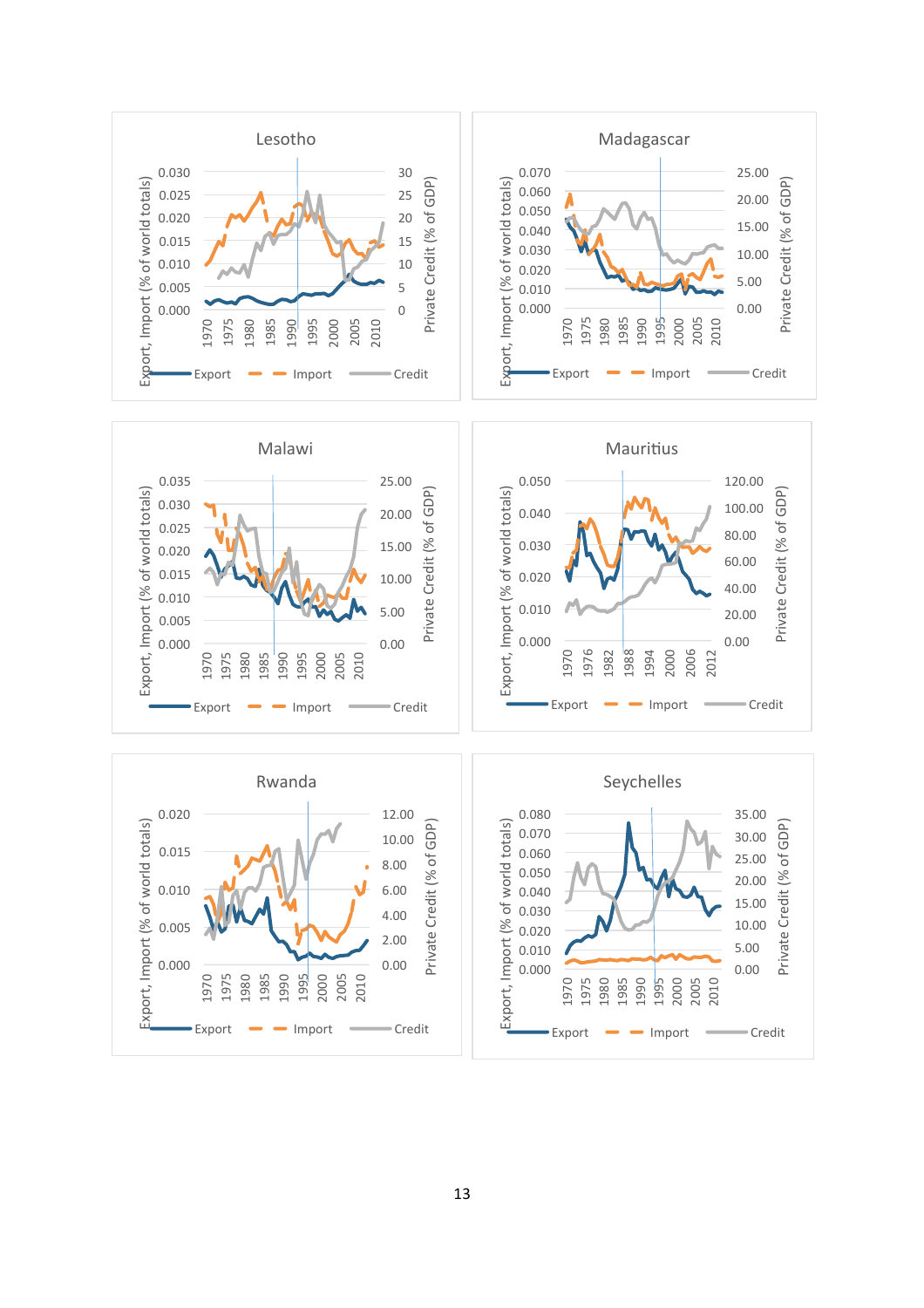**Lesotho**

Export, Import (% of world totals) | Private Credit (% of GDP)

Export — Import — Credit

**Madagascar**

Export, Import (% of world totals) | Private Credit (% of GDP)

Export — Import — Credit

**Malawi**

Export, Import (% of world totals) | Private Credit (% of GDP)

Export — Import — Credit

**Mauritius**

Export, Import (% of world totals) | Private Credit (% of GDP)

Export — Import — Credit

**Rwanda**

Export, Import (% of world totals) | Private Credit (% of GDP)

Export — Import — Credit

**Seychelles**

Export, Import (% of world totals) | Private Credit (% of GDP)

Export — Import — Credit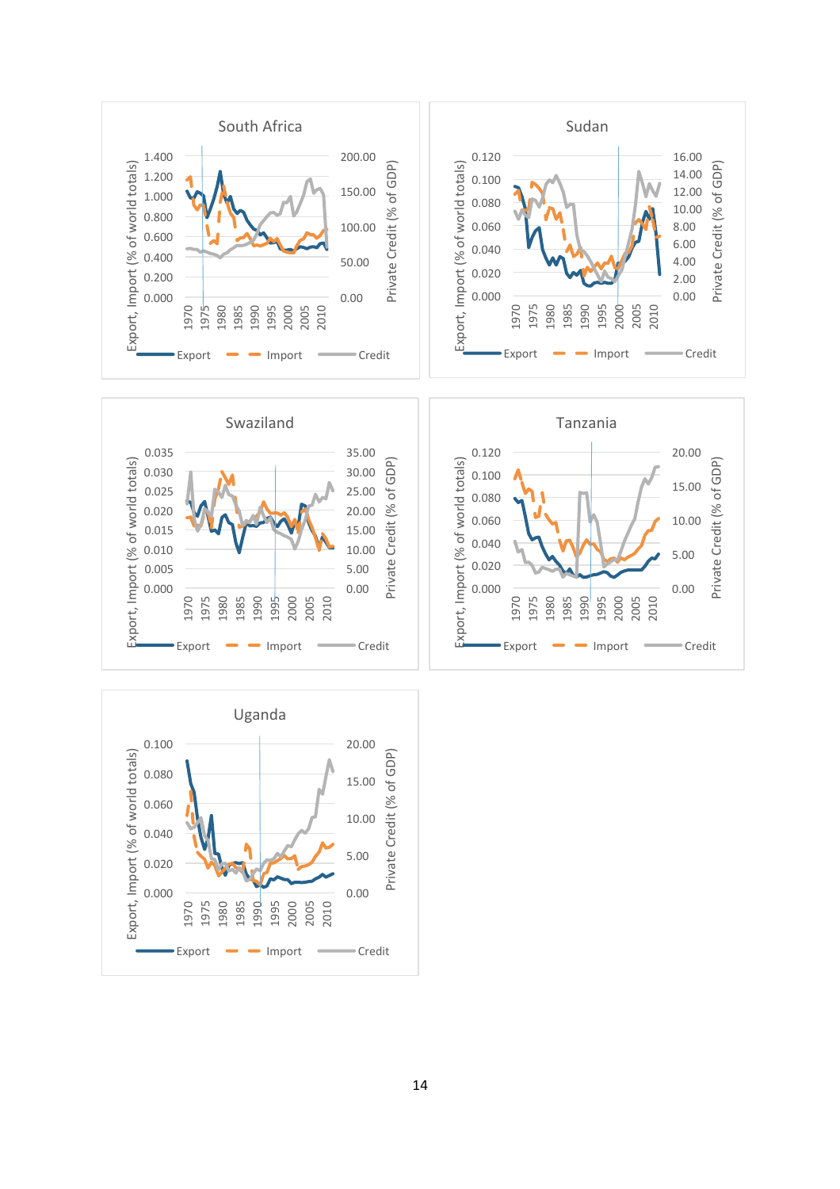South Africa

1.400
1.200
1.000
0.800
0.600
0.400
0.200
0.000

200.00
150.00
100.00
50.00
0.00

Export, Import (% of world totals)

Private Credit (% of GDP)

1970 1975 1980 1985 1990 1995 2000 2005 2010

Export Import Credit

Sudan

0.120
0.100
0.080
0.060
0.040
0.020
0.000

16.00
14.00
12.00
10.00
8.00
6.00
4.00
2.00
0.00

Export, Import (% of world totals)

Private Credit (% of GDP)

1970 1975 1980 1985 1990 1995 2000 2005 2010

Export Import Credit

Swaziland

0.035
0.030
0.025
0.020
0.015
0.010
0.005
0.000

35.00
30.00
25.00
20.00
15.00
10.00
5.00
0.00

Export, Import (% of world totals)

Private Credit (% of GDP)

1970 1975 1980 1985 1990 1995 2000 2005 2010

Export Import Credit

Tanzania

0.120
0.100
0.080
0.060
0.040
0.020
0.000

20.00
15.00
10.00
5.00
0.00

Export, Import (% of world totals)

Private Credit (% of GDP)

1970 1975 1980 1985 1990 1995 2000 2005 2010

Export Import Credit

Uganda

0.100
0.080
0.060
0.040
0.020
0.000

20.00
15.00
10.00
5.00
0.00

Export, Import (% of world totals)

Private Credit (% of GDP)

1970 1975 1980 1985 1990 1995 2000 2005 2010

Export Import Credit